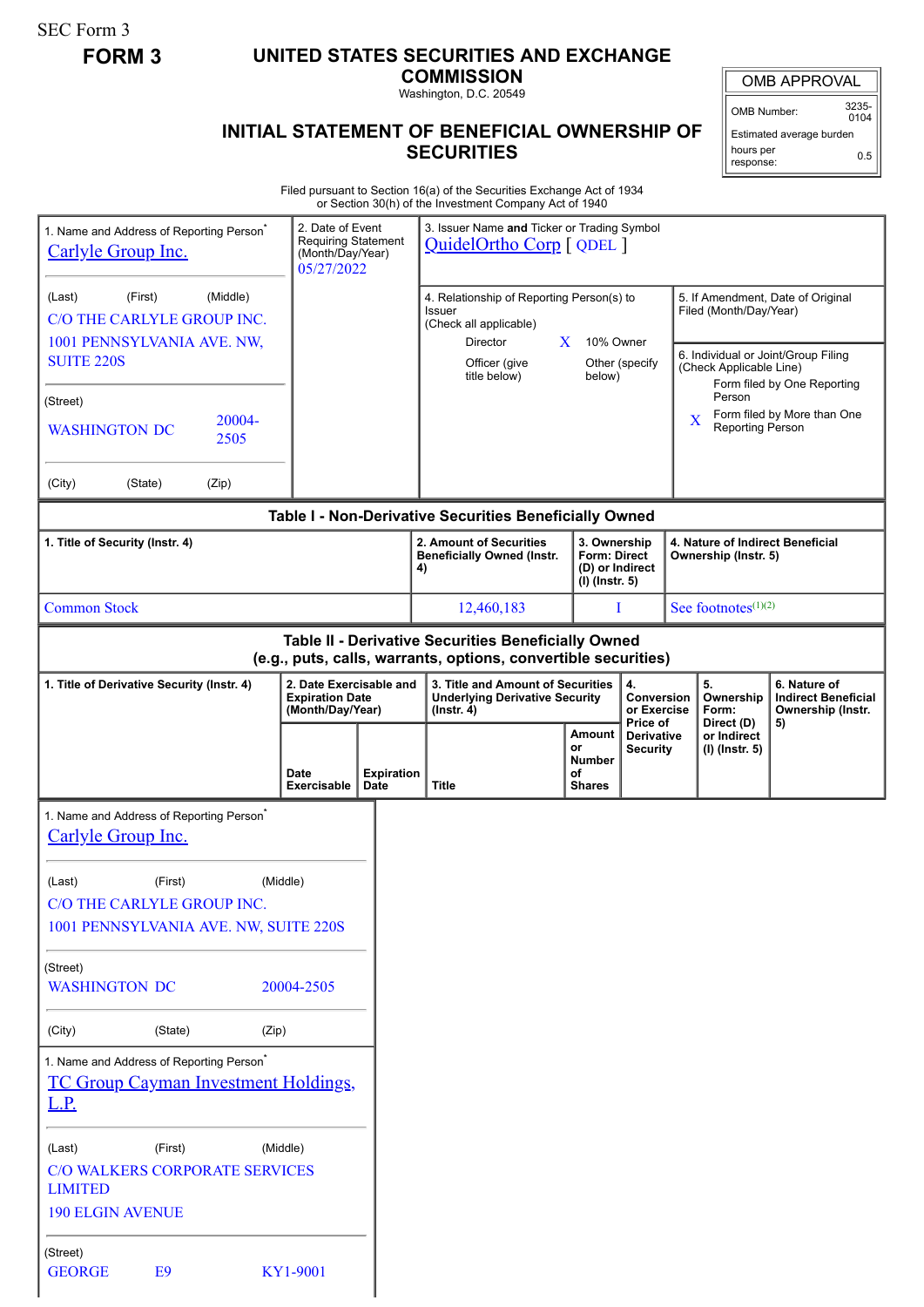SEC Form 3

**FORM 3**

# UNITED STATES SECURITIES AND EXCHANGE COMMISSION

Washington, D.C. 20549

## INITIAL STATEMENT OF BENEFICIAL OWNERSHIP OF SECURITIES

| OMB APPROVAL | |
|---|---|
| OMB Number: | 3235-0104 |
| Estimated average burden | |
| hours per response: | 0.5 |

Filed pursuant to Section 16(a) of the Securities Exchange Act of 1934
or Section 30(h) of the Investment Company Act of 1940

1. Name and Address of Reporting Person*
Carlyle Group Inc.

(Last) (First) (Middle)
C/O THE CARLYLE GROUP INC.
1001 PENNSYLVANIA AVE. NW, SUITE 220S

(Street)
WASHINGTON DC 20004-2505

(City) (State) (Zip)

2. Date of Event Requiring Statement (Month/Day/Year)
05/27/2022

3. Issuer Name **and** Ticker or Trading Symbol
QuidelOrtho Corp [ QDEL ]

4. Relationship of Reporting Person(s) to Issuer (Check all applicable)
Director
X 10% Owner
Officer (give title below)
Other (specify below)

5. If Amendment, Date of Original Filed (Month/Day/Year)

6. Individual or Joint/Group Filing (Check Applicable Line)
Form filed by One Reporting Person
X Form filed by More than One Reporting Person

### Table I - Non-Derivative Securities Beneficially Owned

| 1. Title of Security (Instr. 4) | 2. Amount of Securities Beneficially Owned (Instr. 4) | 3. Ownership Form: Direct (D) or Indirect (I) (Instr. 5) | 4. Nature of Indirect Beneficial Ownership (Instr. 5) |
|---|---|---|---|
| Common Stock | 12,460,183 | I | See footnotes[(1)(2)] |

### Table II - Derivative Securities Beneficially Owned (e.g., puts, calls, warrants, options, convertible securities)

| 1. Title of Derivative Security (Instr. 4) | 2. Date Exercisable and Expiration Date (Month/Day/Year) | | 3. Title and Amount of Securities Underlying Derivative Security (Instr. 4) | | 4. Conversion or Exercise Price of Derivative Security | 5. Ownership Form: Direct (D) or Indirect (I) (Instr. 5) | 6. Nature of Indirect Beneficial Ownership (Instr. 5) |
|---|---|---|---|---|---|---|---|
| | Date Exercisable | Expiration Date | Title | Amount or Number of Shares | | | |

1. Name and Address of Reporting Person*
Carlyle Group Inc.

(Last) (First) (Middle)
C/O THE CARLYLE GROUP INC.
1001 PENNSYLVANIA AVE. NW, SUITE 220S

(Street)
WASHINGTON DC 20004-2505

(City) (State) (Zip)

1. Name and Address of Reporting Person*
TC Group Cayman Investment Holdings, L.P.

(Last) (First) (Middle)
C/O WALKERS CORPORATE SERVICES LIMITED
190 ELGIN AVENUE

(Street)
GEORGE E9 KY1-9001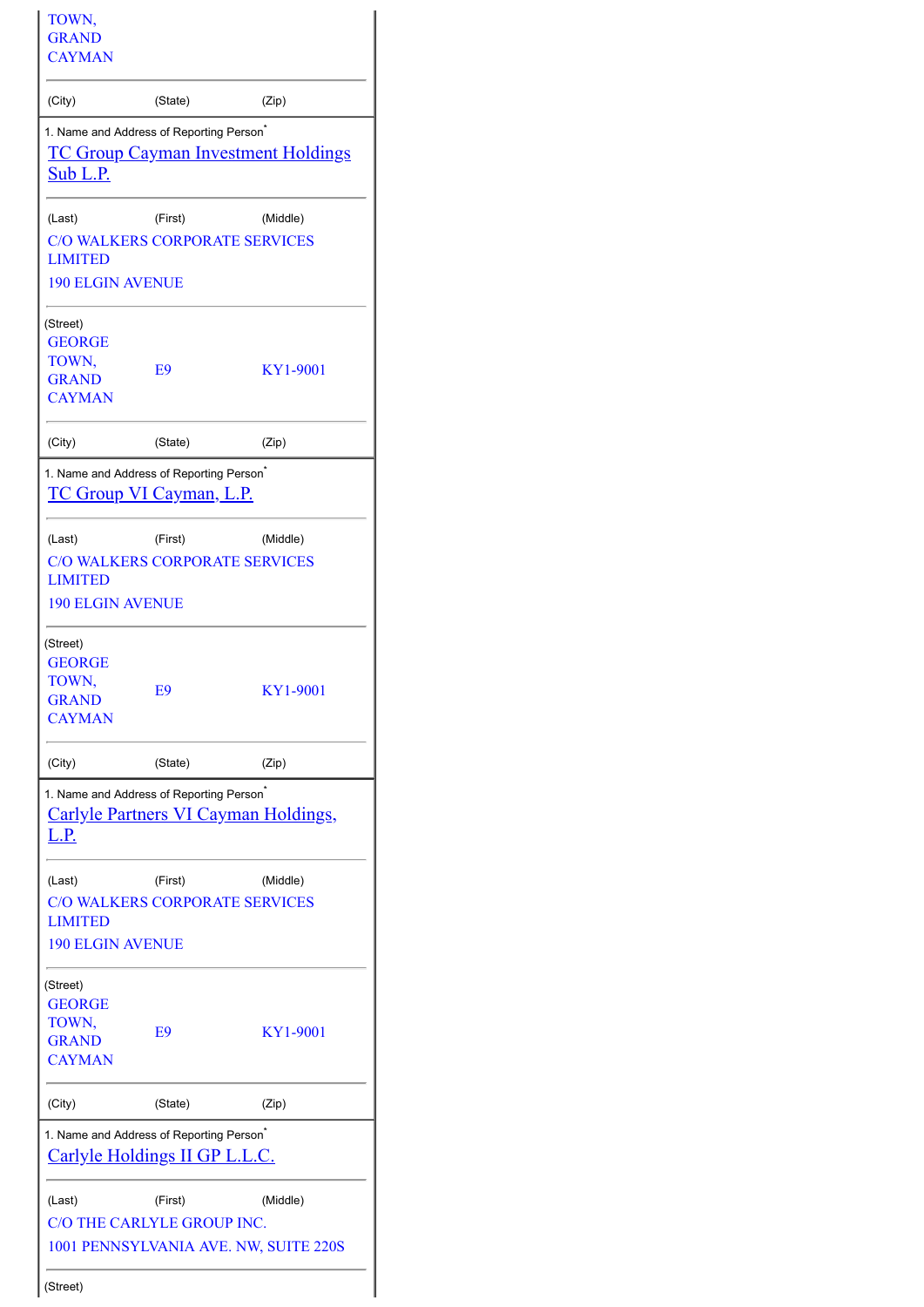TOWN,
GRAND
CAYMAN

| (City) | (State) | (Zip) |
|---|---|---|

1. Name and Address of Reporting Person*

TC Group Cayman Investment Holdings Sub L.P.

| (Last) | (First) | (Middle) |
|---|---|---|

C/O WALKERS CORPORATE SERVICES LIMITED
190 ELGIN AVENUE

(Street)

| GEORGE TOWN, GRAND CAYMAN | E9 | KY1-9001 |
|---|---|---|
| (City) | (State) | (Zip) |

1. Name and Address of Reporting Person*

TC Group VI Cayman, L.P.

| (Last) | (First) | (Middle) |
|---|---|---|

C/O WALKERS CORPORATE SERVICES LIMITED
190 ELGIN AVENUE

(Street)

| GEORGE TOWN, GRAND CAYMAN | E9 | KY1-9001 |
|---|---|---|
| (City) | (State) | (Zip) |

1. Name and Address of Reporting Person*

Carlyle Partners VI Cayman Holdings, L.P.

| (Last) | (First) | (Middle) |
|---|---|---|

C/O WALKERS CORPORATE SERVICES LIMITED
190 ELGIN AVENUE

(Street)

| GEORGE TOWN, GRAND CAYMAN | E9 | KY1-9001 |
|---|---|---|
| (City) | (State) | (Zip) |

1. Name and Address of Reporting Person*

Carlyle Holdings II GP L.L.C.

| (Last) | (First) | (Middle) |
|---|---|---|

C/O THE CARLYLE GROUP INC.
1001 PENNSYLVANIA AVE. NW, SUITE 220S

(Street)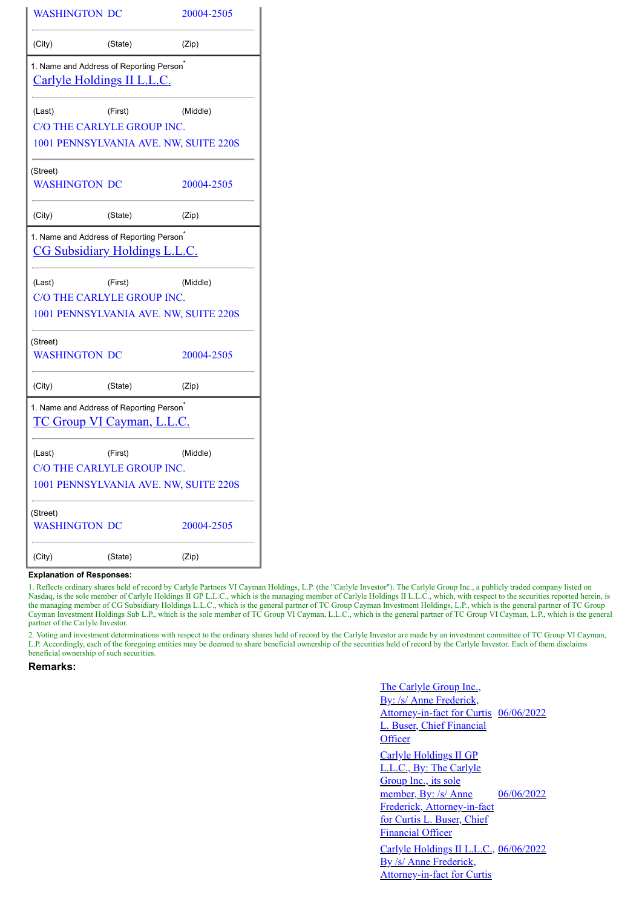| WASHINGTON | DC | 20004-2505 |
| --- | --- | --- |
| (City) | (State) | (Zip) |

| 1. Name and Address of Reporting Person* | | |
| --- | --- | --- |
| Carlyle Holdings II L.L.C. | | |
| (Last) | (First) | (Middle) |
| C/O THE CARLYLE GROUP INC. 1001 PENNSYLVANIA AVE. NW, SUITE 220S | | |
| (Street) | | |
| WASHINGTON | DC | 20004-2505 |
| (City) | (State) | (Zip) |

| 1. Name and Address of Reporting Person* | | |
| --- | --- | --- |
| CG Subsidiary Holdings L.L.C. | | |
| (Last) | (First) | (Middle) |
| C/O THE CARLYLE GROUP INC. 1001 PENNSYLVANIA AVE. NW, SUITE 220S | | |
| (Street) | | |
| WASHINGTON | DC | 20004-2505 |
| (City) | (State) | (Zip) |

| 1. Name and Address of Reporting Person* | | |
| --- | --- | --- |
| TC Group VI Cayman, L.L.C. | | |
| (Last) | (First) | (Middle) |
| C/O THE CARLYLE GROUP INC. 1001 PENNSYLVANIA AVE. NW, SUITE 220S | | |
| (Street) | | |
| WASHINGTON | DC | 20004-2505 |
| (City) | (State) | (Zip) |

**Explanation of Responses:**

1. Reflects ordinary shares held of record by Carlyle Partners VI Cayman Holdings, L.P. (the "Carlyle Investor"). The Carlyle Group Inc., a publicly traded company listed on Nasdaq, is the sole member of Carlyle Holdings II GP L.L.C., which is the managing member of Carlyle Holdings II L.L.C., which, with respect to the securities reported herein, is the managing member of CG Subsidiary Holdings L.L.C., which is the general partner of TC Group Cayman Investment Holdings, L.P., which is the general partner of TC Group Cayman Investment Holdings Sub L.P., which is the sole member of TC Group VI Cayman, L.L.C., which is the general partner of TC Group VI Cayman, L.P., which is the general partner of the Carlyle Investor.

2. Voting and investment determinations with respect to the ordinary shares held of record by the Carlyle Investor are made by an investment committee of TC Group VI Cayman, L.P. Accordingly, each of the foregoing entities may be deemed to share beneficial ownership of the securities held of record by the Carlyle Investor. Each of them disclaims beneficial ownership of such securities.

**Remarks:**

| | |
| --- | --- |
| The Carlyle Group Inc., By: /s/ Anne Frederick, Attorney-in-fact for Curtis L. Buser, Chief Financial Officer | 06/06/2022 |
| Carlyle Holdings II GP L.L.C., By: The Carlyle Group Inc., its sole member, By: /s/ Anne Frederick, Attorney-in-fact for Curtis L. Buser, Chief Financial Officer | 06/06/2022 |
| Carlyle Holdings II L.L.C., By /s/ Anne Frederick, Attorney-in-fact for Curtis | 06/06/2022 |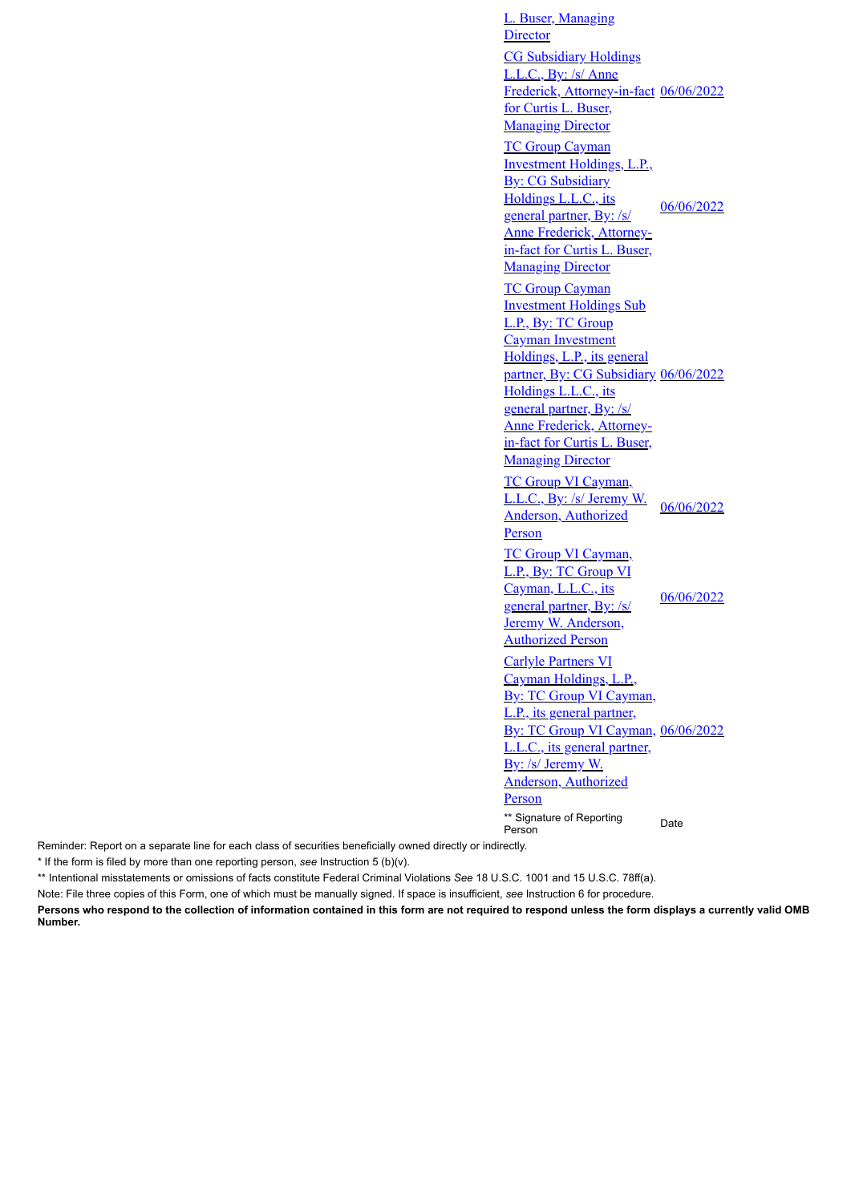| | |
|---|---|
| L. Buser, Managing Director | |
| CG Subsidiary Holdings L.L.C., By: /s/ Anne Frederick, Attorney-in-fact for Curtis L. Buser, Managing Director | 06/06/2022 |
| TC Group Cayman Investment Holdings, L.P., By: CG Subsidiary Holdings L.L.C., its general partner, By: /s/ Anne Frederick, Attorney-in-fact for Curtis L. Buser, Managing Director | 06/06/2022 |
| TC Group Cayman Investment Holdings Sub L.P., By: TC Group Cayman Investment Holdings, L.P., its general partner, By: CG Subsidiary Holdings L.L.C., its general partner, By: /s/ Anne Frederick, Attorney-in-fact for Curtis L. Buser, Managing Director | 06/06/2022 |
| TC Group VI Cayman, L.L.C., By: /s/ Jeremy W. Anderson, Authorized Person | 06/06/2022 |
| TC Group VI Cayman, L.P., By: TC Group VI Cayman, L.L.C., its general partner, By: /s/ Jeremy W. Anderson, Authorized Person | 06/06/2022 |
| Carlyle Partners VI Cayman Holdings, L.P., By: TC Group VI Cayman, L.P., its general partner, By: TC Group VI Cayman, L.L.C., its general partner, By: /s/ Jeremy W. Anderson, Authorized Person | 06/06/2022 |
| ** Signature of Reporting Person | Date |

Reminder: Report on a separate line for each class of securities beneficially owned directly or indirectly.

\* If the form is filed by more than one reporting person, *see* Instruction 5 (b)(v).

\*\* Intentional misstatements or omissions of facts constitute Federal Criminal Violations *See* 18 U.S.C. 1001 and 15 U.S.C. 78ff(a).

Note: File three copies of this Form, one of which must be manually signed. If space is insufficient, *see* Instruction 6 for procedure.

**Persons who respond to the collection of information contained in this form are not required to respond unless the form displays a currently valid OMB Number.**